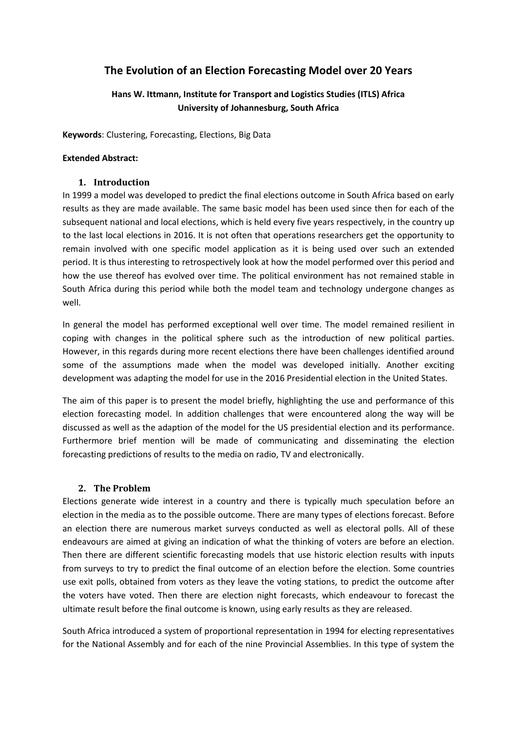# The Evolution of an Election Forecasting Model over 20 Years

**Hans W. Ittmann, Institute for Transport and Logistics Studies (ITLS) Africa**
**University of Johannesburg, South Africa**

**Keywords**: Clustering, Forecasting, Elections, Big Data

**Extended Abstract:**

## 1. Introduction

In 1999 a model was developed to predict the final elections outcome in South Africa based on early results as they are made available. The same basic model has been used since then for each of the subsequent national and local elections, which is held every five years respectively, in the country up to the last local elections in 2016. It is not often that operations researchers get the opportunity to remain involved with one specific model application as it is being used over such an extended period. It is thus interesting to retrospectively look at how the model performed over this period and how the use thereof has evolved over time. The political environment has not remained stable in South Africa during this period while both the model team and technology undergone changes as well.

In general the model has performed exceptional well over time. The model remained resilient in coping with changes in the political sphere such as the introduction of new political parties. However, in this regards during more recent elections there have been challenges identified around some of the assumptions made when the model was developed initially. Another exciting development was adapting the model for use in the 2016 Presidential election in the United States.

The aim of this paper is to present the model briefly, highlighting the use and performance of this election forecasting model. In addition challenges that were encountered along the way will be discussed as well as the adaption of the model for the US presidential election and its performance. Furthermore brief mention will be made of communicating and disseminating the election forecasting predictions of results to the media on radio, TV and electronically.

## 2. The Problem

Elections generate wide interest in a country and there is typically much speculation before an election in the media as to the possible outcome. There are many types of elections forecast. Before an election there are numerous market surveys conducted as well as electoral polls. All of these endeavours are aimed at giving an indication of what the thinking of voters are before an election. Then there are different scientific forecasting models that use historic election results with inputs from surveys to try to predict the final outcome of an election before the election. Some countries use exit polls, obtained from voters as they leave the voting stations, to predict the outcome after the voters have voted. Then there are election night forecasts, which endeavour to forecast the ultimate result before the final outcome is known, using early results as they are released.

South Africa introduced a system of proportional representation in 1994 for electing representatives for the National Assembly and for each of the nine Provincial Assemblies. In this type of system the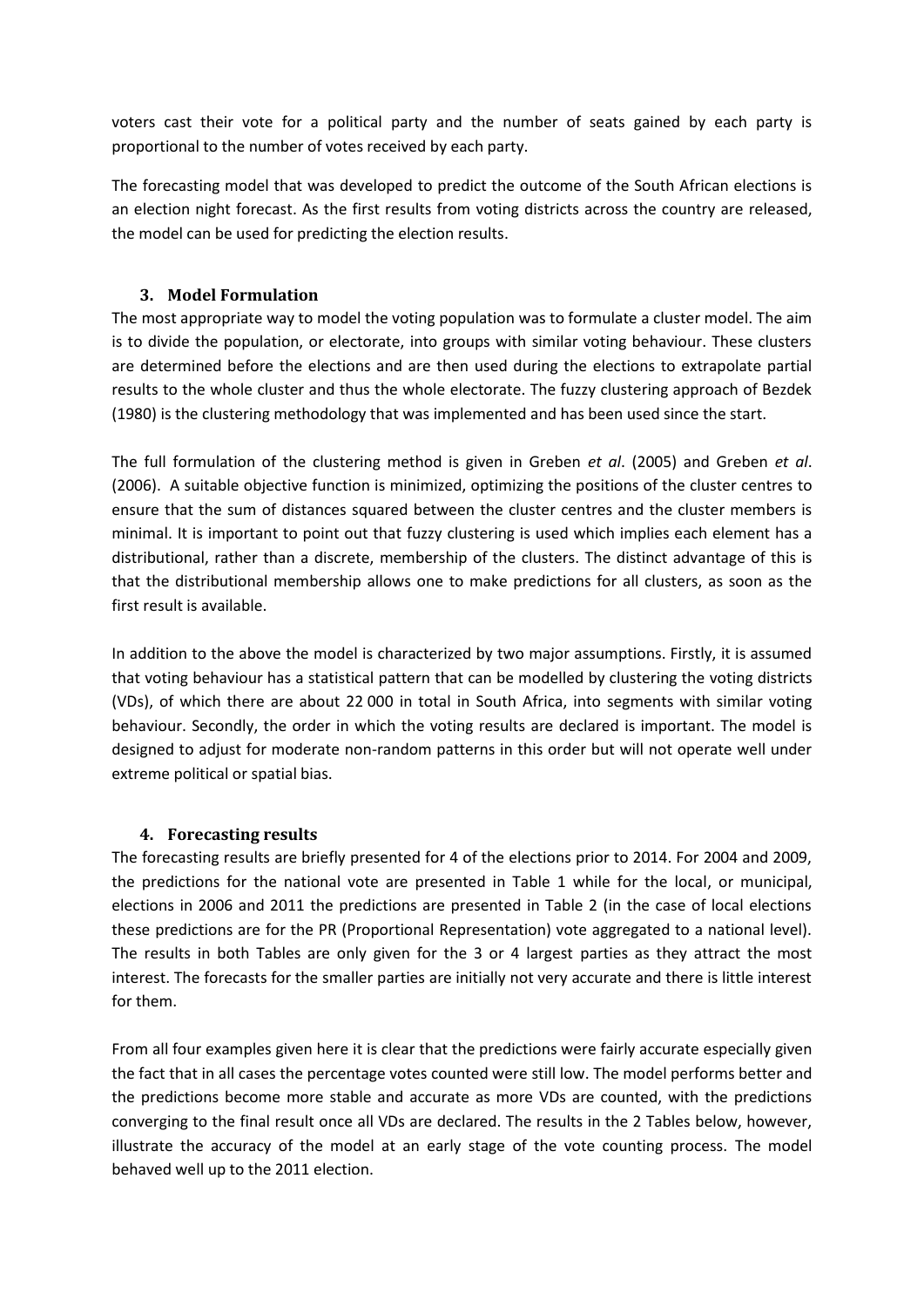voters cast their vote for a political party and the number of seats gained by each party is proportional to the number of votes received by each party.

The forecasting model that was developed to predict the outcome of the South African elections is an election night forecast. As the first results from voting districts across the country are released, the model can be used for predicting the election results.

### 3. Model Formulation

The most appropriate way to model the voting population was to formulate a cluster model. The aim is to divide the population, or electorate, into groups with similar voting behaviour. These clusters are determined before the elections and are then used during the elections to extrapolate partial results to the whole cluster and thus the whole electorate. The fuzzy clustering approach of Bezdek (1980) is the clustering methodology that was implemented and has been used since the start.

The full formulation of the clustering method is given in Greben *et al*. (2005) and Greben *et al*. (2006). A suitable objective function is minimized, optimizing the positions of the cluster centres to ensure that the sum of distances squared between the cluster centres and the cluster members is minimal. It is important to point out that fuzzy clustering is used which implies each element has a distributional, rather than a discrete, membership of the clusters. The distinct advantage of this is that the distributional membership allows one to make predictions for all clusters, as soon as the first result is available.

In addition to the above the model is characterized by two major assumptions. Firstly, it is assumed that voting behaviour has a statistical pattern that can be modelled by clustering the voting districts (VDs), of which there are about 22 000 in total in South Africa, into segments with similar voting behaviour. Secondly, the order in which the voting results are declared is important. The model is designed to adjust for moderate non-random patterns in this order but will not operate well under extreme political or spatial bias.

### 4. Forecasting results

The forecasting results are briefly presented for 4 of the elections prior to 2014. For 2004 and 2009, the predictions for the national vote are presented in Table 1 while for the local, or municipal, elections in 2006 and 2011 the predictions are presented in Table 2 (in the case of local elections these predictions are for the PR (Proportional Representation) vote aggregated to a national level). The results in both Tables are only given for the 3 or 4 largest parties as they attract the most interest. The forecasts for the smaller parties are initially not very accurate and there is little interest for them.

From all four examples given here it is clear that the predictions were fairly accurate especially given the fact that in all cases the percentage votes counted were still low. The model performs better and the predictions become more stable and accurate as more VDs are counted, with the predictions converging to the final result once all VDs are declared. The results in the 2 Tables below, however, illustrate the accuracy of the model at an early stage of the vote counting process. The model behaved well up to the 2011 election.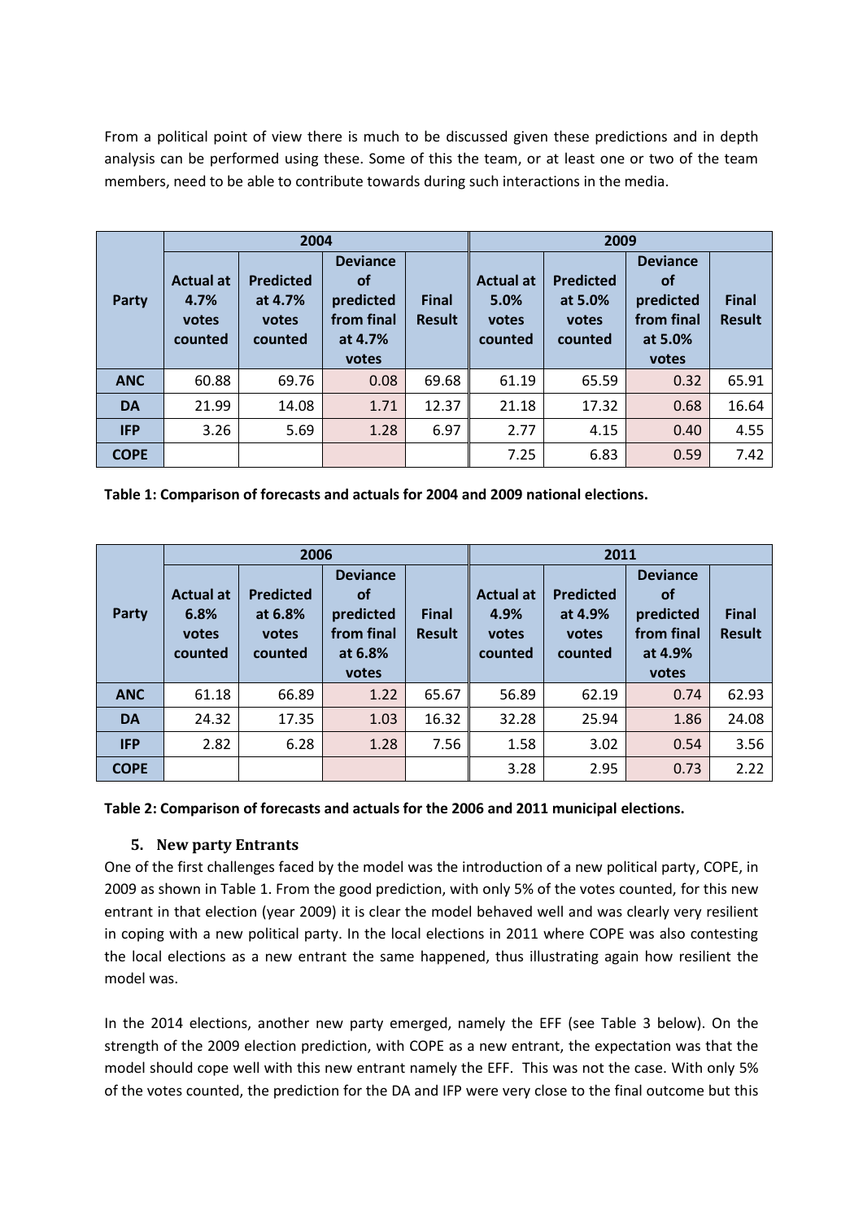From a political point of view there is much to be discussed given these predictions and in depth analysis can be performed using these. Some of this the team, or at least one or two of the team members, need to be able to contribute towards during such interactions in the media.

| Party | 2004 | | | | 2009 | | | |
|---|---|---|---|---|---|---|---|---|
| | Actual at 4.7% votes counted | Predicted at 4.7% votes counted | Deviance of predicted from final at 4.7% votes | Final Result | Actual at 5.0% votes counted | Predicted at 5.0% votes counted | Deviance of predicted from final at 5.0% votes | Final Result |
| **ANC** | 60.88 | 69.76 | 0.08 | 69.68 | 61.19 | 65.59 | 0.32 | 65.91 |
| **DA** | 21.99 | 14.08 | 1.71 | 12.37 | 21.18 | 17.32 | 0.68 | 16.64 |
| **IFP** | 3.26 | 5.69 | 1.28 | 6.97 | 2.77 | 4.15 | 0.40 | 4.55 |
| **COPE** | | | | | 7.25 | 6.83 | 0.59 | 7.42 |

**Table 1: Comparison of forecasts and actuals for 2004 and 2009 national elections.**

| Party | 2006 | | | | 2011 | | | |
|---|---|---|---|---|---|---|---|---|
| | Actual at 6.8% votes counted | Predicted at 6.8% votes counted | Deviance of predicted from final at 6.8% votes | Final Result | Actual at 4.9% votes counted | Predicted at 4.9% votes counted | Deviance of predicted from final at 4.9% votes | Final Result |
| **ANC** | 61.18 | 66.89 | 1.22 | 65.67 | 56.89 | 62.19 | 0.74 | 62.93 |
| **DA** | 24.32 | 17.35 | 1.03 | 16.32 | 32.28 | 25.94 | 1.86 | 24.08 |
| **IFP** | 2.82 | 6.28 | 1.28 | 7.56 | 1.58 | 3.02 | 0.54 | 3.56 |
| **COPE** | | | | | 3.28 | 2.95 | 0.73 | 2.22 |

**Table 2: Comparison of forecasts and actuals for the 2006 and 2011 municipal elections.**

## 5. New party Entrants

One of the first challenges faced by the model was the introduction of a new political party, COPE, in 2009 as shown in Table 1. From the good prediction, with only 5% of the votes counted, for this new entrant in that election (year 2009) it is clear the model behaved well and was clearly very resilient in coping with a new political party. In the local elections in 2011 where COPE was also contesting the local elections as a new entrant the same happened, thus illustrating again how resilient the model was.

In the 2014 elections, another new party emerged, namely the EFF (see Table 3 below). On the strength of the 2009 election prediction, with COPE as a new entrant, the expectation was that the model should cope well with this new entrant namely the EFF. This was not the case. With only 5% of the votes counted, the prediction for the DA and IFP were very close to the final outcome but this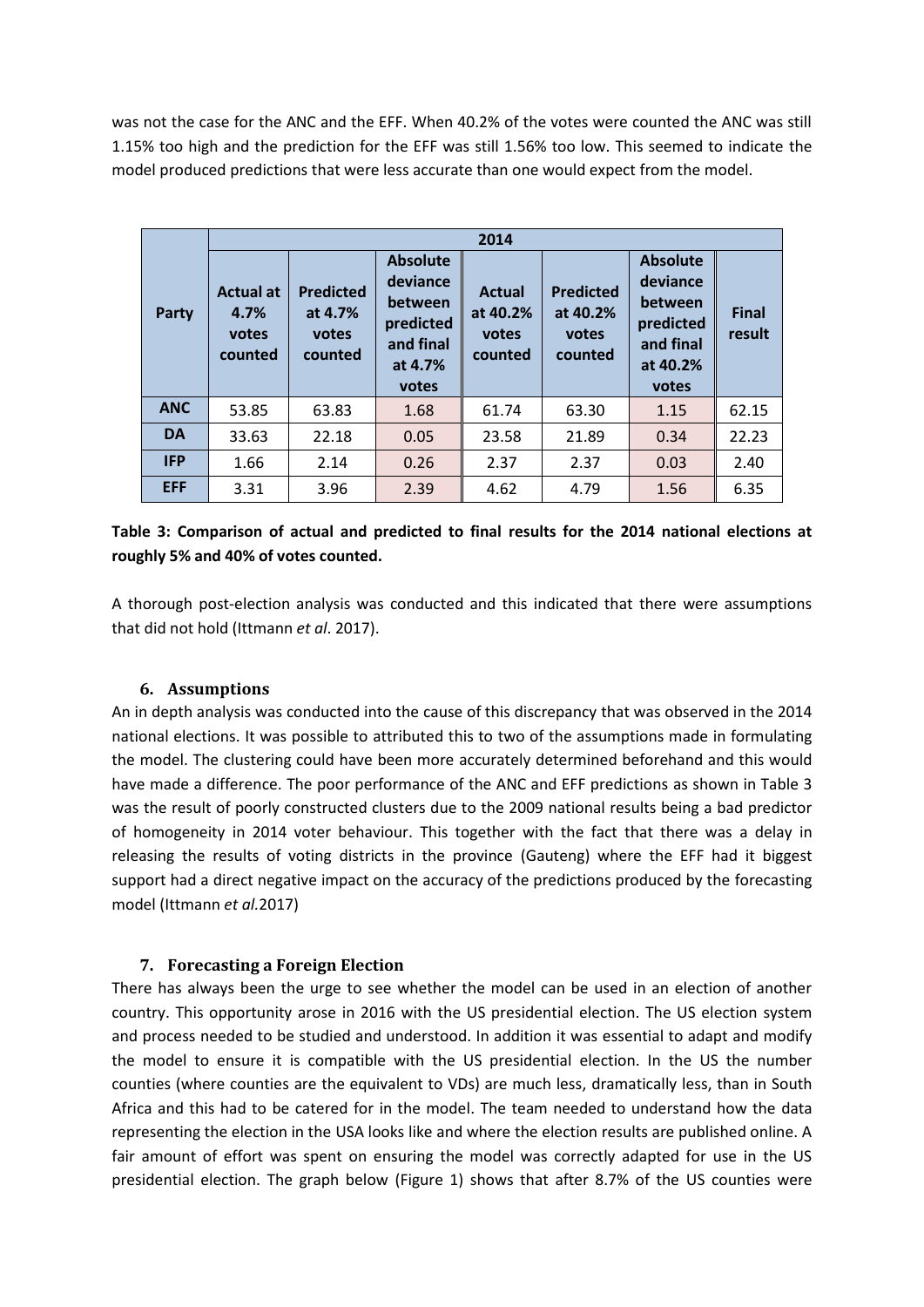was not the case for the ANC and the EFF. When 40.2% of the votes were counted the ANC was still 1.15% too high and the prediction for the EFF was still 1.56% too low. This seemed to indicate the model produced predictions that were less accurate than one would expect from the model.

| Party | 2014 | | | | | | |
|---|---|---|---|---|---|---|---|
| | Actual at 4.7% votes counted | Predicted at 4.7% votes counted | Absolute deviance between predicted and final at 4.7% votes | Actual at 40.2% votes counted | Predicted at 40.2% votes counted | Absolute deviance between predicted and final at 40.2% votes | Final result |
| ANC | 53.85 | 63.83 | 1.68 | 61.74 | 63.30 | 1.15 | 62.15 |
| DA | 33.63 | 22.18 | 0.05 | 23.58 | 21.89 | 0.34 | 22.23 |
| IFP | 1.66 | 2.14 | 0.26 | 2.37 | 2.37 | 0.03 | 2.40 |
| EFF | 3.31 | 3.96 | 2.39 | 4.62 | 4.79 | 1.56 | 6.35 |

**Table 3: Comparison of actual and predicted to final results for the 2014 national elections at roughly 5% and 40% of votes counted.**

A thorough post-election analysis was conducted and this indicated that there were assumptions that did not hold (Ittmann *et al*. 2017).

### 6. Assumptions

An in depth analysis was conducted into the cause of this discrepancy that was observed in the 2014 national elections. It was possible to attributed this to two of the assumptions made in formulating the model. The clustering could have been more accurately determined beforehand and this would have made a difference. The poor performance of the ANC and EFF predictions as shown in Table 3 was the result of poorly constructed clusters due to the 2009 national results being a bad predictor of homogeneity in 2014 voter behaviour. This together with the fact that there was a delay in releasing the results of voting districts in the province (Gauteng) where the EFF had it biggest support had a direct negative impact on the accuracy of the predictions produced by the forecasting model (Ittmann *et al.*2017)

### 7. Forecasting a Foreign Election

There has always been the urge to see whether the model can be used in an election of another country. This opportunity arose in 2016 with the US presidential election. The US election system and process needed to be studied and understood. In addition it was essential to adapt and modify the model to ensure it is compatible with the US presidential election. In the US the number counties (where counties are the equivalent to VDs) are much less, dramatically less, than in South Africa and this had to be catered for in the model. The team needed to understand how the data representing the election in the USA looks like and where the election results are published online. A fair amount of effort was spent on ensuring the model was correctly adapted for use in the US presidential election. The graph below (Figure 1) shows that after 8.7% of the US counties were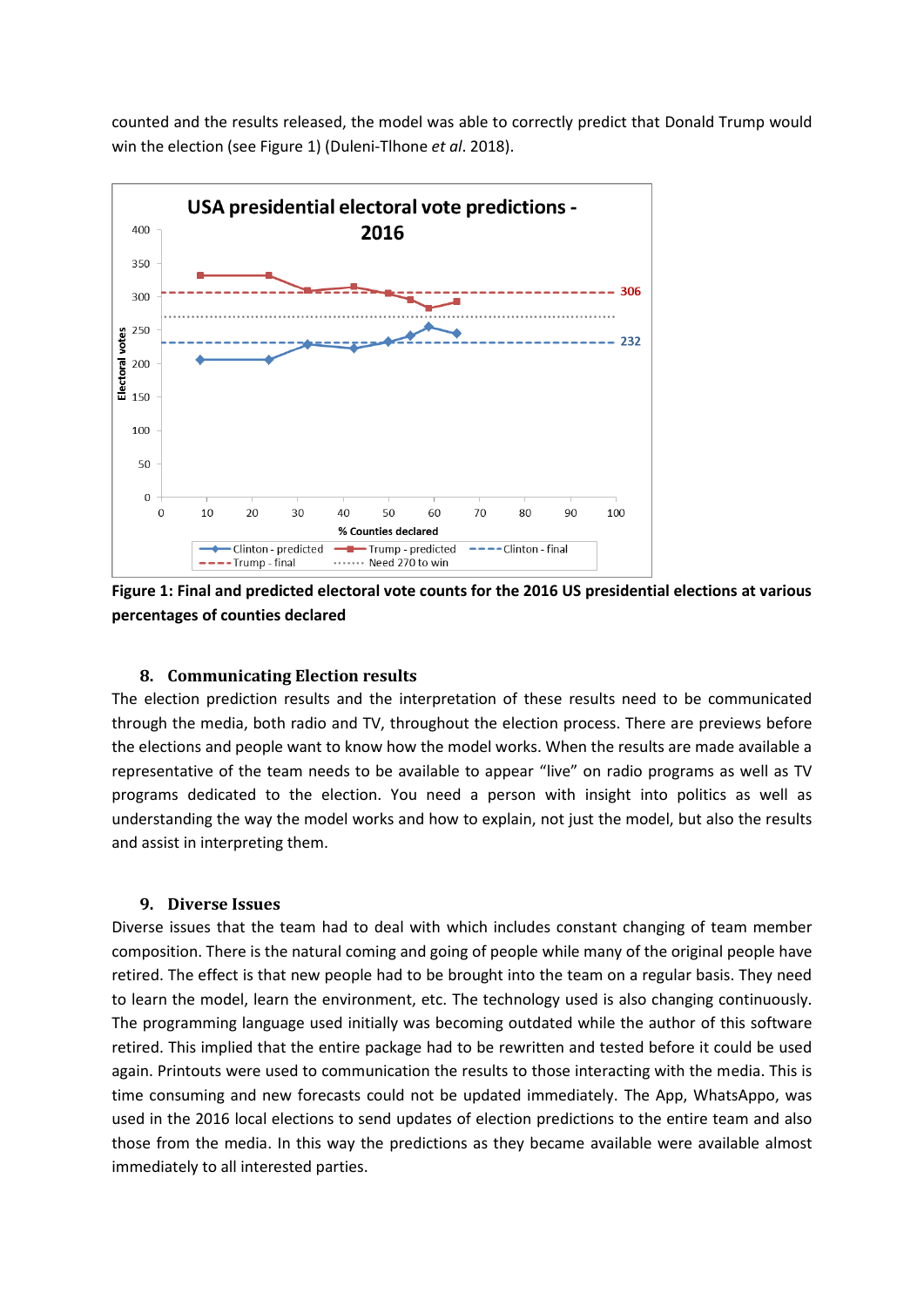counted and the results released, the model was able to correctly predict that Donald Trump would win the election (see Figure 1) (Duleni-Tlhone *et al*. 2018).

**Figure 1: Final and predicted electoral vote counts for the 2016 US presidential elections at various percentages of counties declared**

## 8. Communicating Election results

The election prediction results and the interpretation of these results need to be communicated through the media, both radio and TV, throughout the election process. There are previews before the elections and people want to know how the model works. When the results are made available a representative of the team needs to be available to appear "live" on radio programs as well as TV programs dedicated to the election. You need a person with insight into politics as well as understanding the way the model works and how to explain, not just the model, but also the results and assist in interpreting them.

## 9. Diverse Issues

Diverse issues that the team had to deal with which includes constant changing of team member composition. There is the natural coming and going of people while many of the original people have retired. The effect is that new people had to be brought into the team on a regular basis. They need to learn the model, learn the environment, etc. The technology used is also changing continuously. The programming language used initially was becoming outdated while the author of this software retired. This implied that the entire package had to be rewritten and tested before it could be used again. Printouts were used to communication the results to those interacting with the media. This is time consuming and new forecasts could not be updated immediately. The App, WhatsAppo, was used in the 2016 local elections to send updates of election predictions to the entire team and also those from the media. In this way the predictions as they became available were available almost immediately to all interested parties.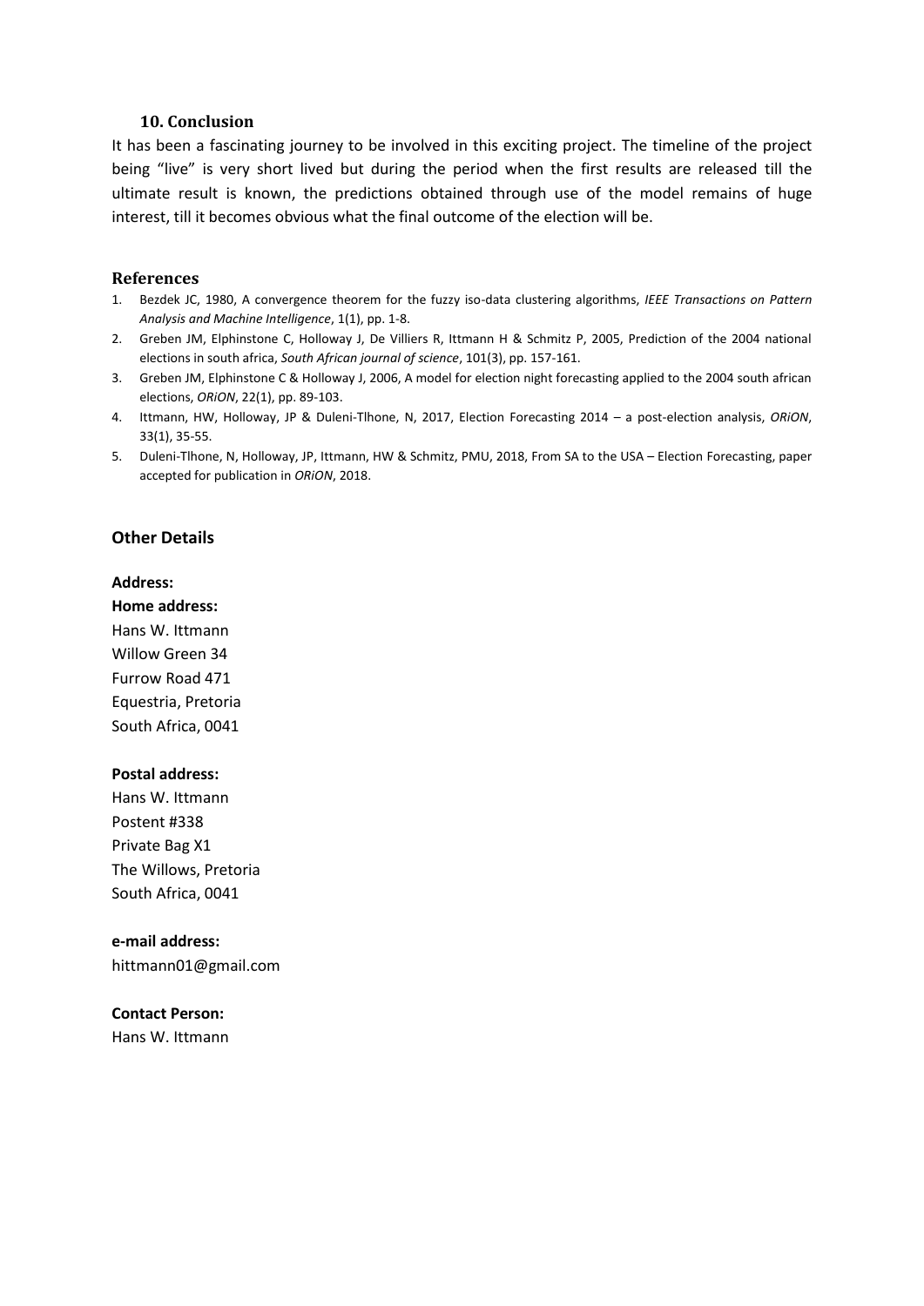## 10. Conclusion

It has been a fascinating journey to be involved in this exciting project. The timeline of the project being "live" is very short lived but during the period when the first results are released till the ultimate result is known, the predictions obtained through use of the model remains of huge interest, till it becomes obvious what the final outcome of the election will be.

## References

1. Bezdek JC, 1980, A convergence theorem for the fuzzy iso-data clustering algorithms, *IEEE Transactions on Pattern Analysis and Machine Intelligence*, 1(1), pp. 1-8.
2. Greben JM, Elphinstone C, Holloway J, De Villiers R, Ittmann H & Schmitz P, 2005, Prediction of the 2004 national elections in south africa, *South African journal of science*, 101(3), pp. 157-161.
3. Greben JM, Elphinstone C & Holloway J, 2006, A model for election night forecasting applied to the 2004 south african elections, *ORiON*, 22(1), pp. 89-103.
4. Ittmann, HW, Holloway, JP & Duleni-Tlhone, N, 2017, Election Forecasting 2014 – a post-election analysis, *ORiON*, 33(1), 35-55.
5. Duleni-Tlhone, N, Holloway, JP, Ittmann, HW & Schmitz, PMU, 2018, From SA to the USA – Election Forecasting, paper accepted for publication in *ORiON*, 2018.

## Other Details

**Address:**

**Home address:**

Hans W. Ittmann
Willow Green 34
Furrow Road 471
Equestria, Pretoria
South Africa, 0041

**Postal address:**

Hans W. Ittmann
Postent #338
Private Bag X1
The Willows, Pretoria
South Africa, 0041

**e-mail address:**

hittmann01@gmail.com

**Contact Person:**

Hans W. Ittmann